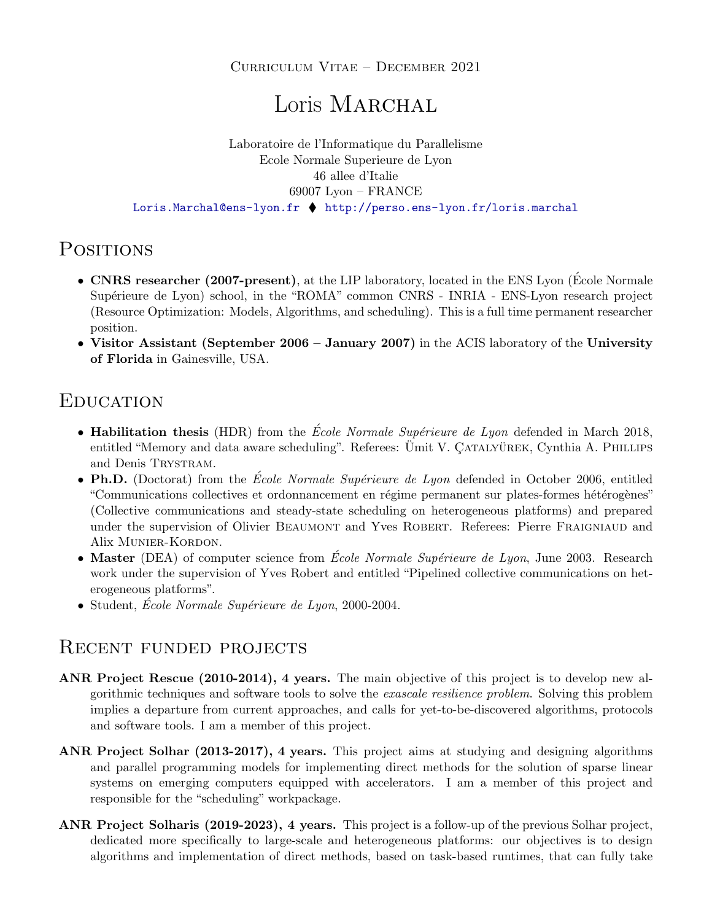Curriculum Vitae – December 2021

# Loris Marchal

Laboratoire de l'Informatique du Parallelisme
Ecole Normale Superieure de Lyon
46 allee d'Italie
69007 Lyon – FRANCE
Loris.Marchal@ens-lyon.fr ⧫ http://perso.ens-lyon.fr/loris.marchal

## Positions

- **CNRS researcher (2007-present)**, at the LIP laboratory, located in the ENS Lyon (École Normale Supérieure de Lyon) school, in the "ROMA" common CNRS - INRIA - ENS-Lyon research project (Resource Optimization: Models, Algorithms, and scheduling). This is a full time permanent researcher position.
- **Visitor Assistant (September 2006 – January 2007)** in the ACIS laboratory of the **University of Florida** in Gainesville, USA.

## Education

- **Habilitation thesis** (HDR) from the *École Normale Supérieure de Lyon* defended in March 2018, entitled "Memory and data aware scheduling". Referees: Ümit V. Çatalyürek, Cynthia A. Phillips and Denis Trystram.
- **Ph.D.** (Doctorat) from the *École Normale Supérieure de Lyon* defended in October 2006, entitled "Communications collectives et ordonnancement en régime permanent sur plates-formes hétérogènes" (Collective communications and steady-state scheduling on heterogeneous platforms) and prepared under the supervision of Olivier Beaumont and Yves Robert. Referees: Pierre Fraigniaud and Alix Munier-Kordon.
- **Master** (DEA) of computer science from *École Normale Supérieure de Lyon*, June 2003. Research work under the supervision of Yves Robert and entitled "Pipelined collective communications on heterogeneous platforms".
- Student, *École Normale Supérieure de Lyon*, 2000-2004.

## Recent funded projects

**ANR Project Rescue (2010-2014), 4 years.** The main objective of this project is to develop new algorithmic techniques and software tools to solve the *exascale resilience problem*. Solving this problem implies a departure from current approaches, and calls for yet-to-be-discovered algorithms, protocols and software tools. I am a member of this project.

**ANR Project Solhar (2013-2017), 4 years.** This project aims at studying and designing algorithms and parallel programming models for implementing direct methods for the solution of sparse linear systems on emerging computers equipped with accelerators. I am a member of this project and responsible for the "scheduling" workpackage.

**ANR Project Solharis (2019-2023), 4 years.** This project is a follow-up of the previous Solhar project, dedicated more specifically to large-scale and heterogeneous platforms: our objectives is to design algorithms and implementation of direct methods, based on task-based runtimes, that can fully take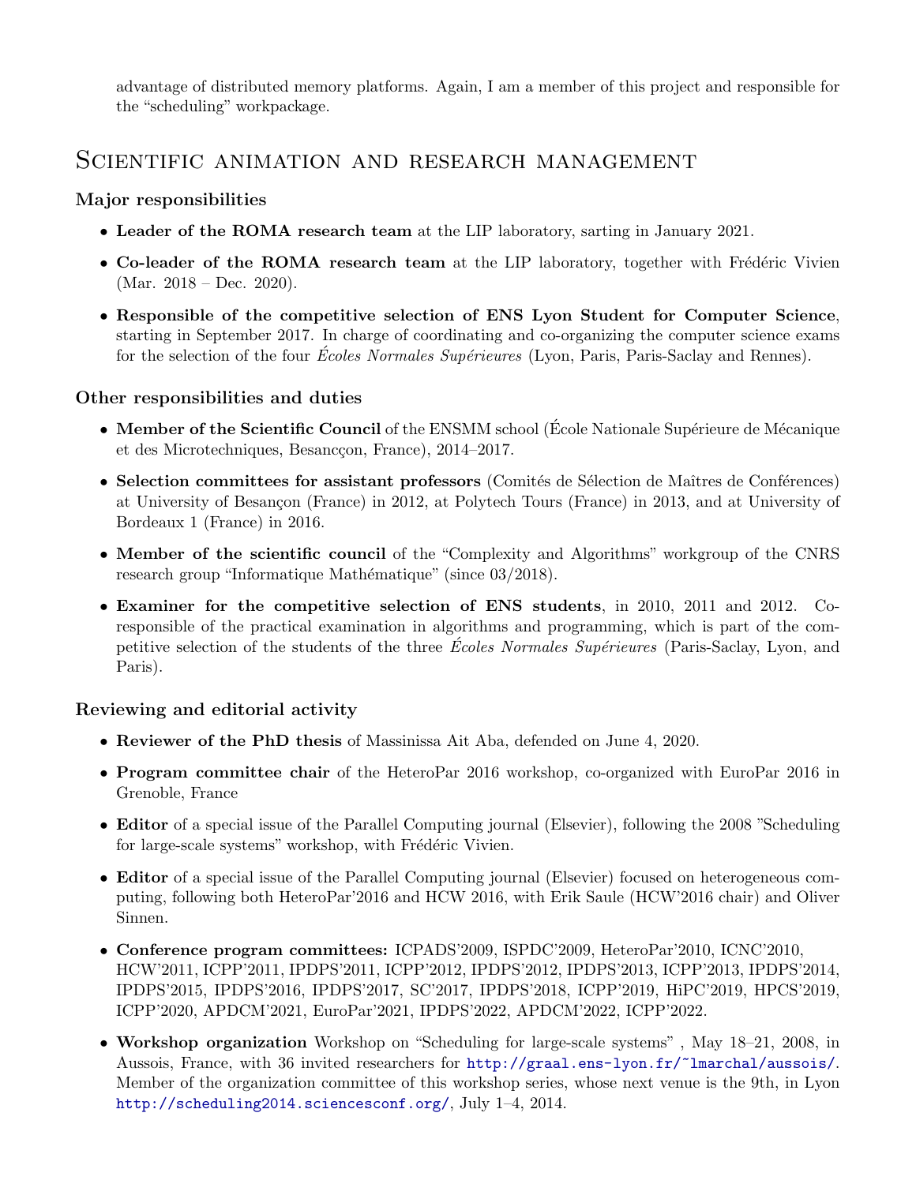advantage of distributed memory platforms. Again, I am a member of this project and responsible for the "scheduling" workpackage.

## Scientific animation and research management

### Major responsibilities

- **Leader of the ROMA research team** at the LIP laboratory, sarting in January 2021.
- **Co-leader of the ROMA research team** at the LIP laboratory, together with Frédéric Vivien (Mar. 2018 – Dec. 2020).
- **Responsible of the competitive selection of ENS Lyon Student for Computer Science**, starting in September 2017. In charge of coordinating and co-organizing the computer science exams for the selection of the four *Écoles Normales Supérieures* (Lyon, Paris, Paris-Saclay and Rennes).

### Other responsibilities and duties

- **Member of the Scientific Council** of the ENSMM school (École Nationale Supérieure de Mécanique et des Microtechniques, Besancçon, France), 2014–2017.
- **Selection committees for assistant professors** (Comités de Sélection de Maîtres de Conférences) at University of Besançon (France) in 2012, at Polytech Tours (France) in 2013, and at University of Bordeaux 1 (France) in 2016.
- **Member of the scientific council** of the "Complexity and Algorithms" workgroup of the CNRS research group "Informatique Mathématique" (since 03/2018).
- **Examiner for the competitive selection of ENS students**, in 2010, 2011 and 2012. Co-responsible of the practical examination in algorithms and programming, which is part of the competitive selection of the students of the three *Écoles Normales Supérieures* (Paris-Saclay, Lyon, and Paris).

### Reviewing and editorial activity

- **Reviewer of the PhD thesis** of Massinissa Ait Aba, defended on June 4, 2020.
- **Program committee chair** of the HeteroPar 2016 workshop, co-organized with EuroPar 2016 in Grenoble, France
- **Editor** of a special issue of the Parallel Computing journal (Elsevier), following the 2008 "Scheduling for large-scale systems" workshop, with Frédéric Vivien.
- **Editor** of a special issue of the Parallel Computing journal (Elsevier) focused on heterogeneous computing, following both HeteroPar'2016 and HCW 2016, with Erik Saule (HCW'2016 chair) and Oliver Sinnen.
- **Conference program committees:** ICPADS'2009, ISPDC'2009, HeteroPar'2010, ICNC'2010, HCW'2011, ICPP'2011, IPDPS'2011, ICPP'2012, IPDPS'2012, IPDPS'2013, ICPP'2013, IPDPS'2014, IPDPS'2015, IPDPS'2016, IPDPS'2017, SC'2017, IPDPS'2018, ICPP'2019, HiPC'2019, HPCS'2019, ICPP'2020, APDCM'2021, EuroPar'2021, IPDPS'2022, APDCM'2022, ICPP'2022.
- **Workshop organization** Workshop on "Scheduling for large-scale systems" , May 18–21, 2008, in Aussois, France, with 36 invited researchers for http://graal.ens-lyon.fr/~lmarchal/aussois/. Member of the organization committee of this workshop series, whose next venue is the 9th, in Lyon http://scheduling2014.sciencesconf.org/, July 1–4, 2014.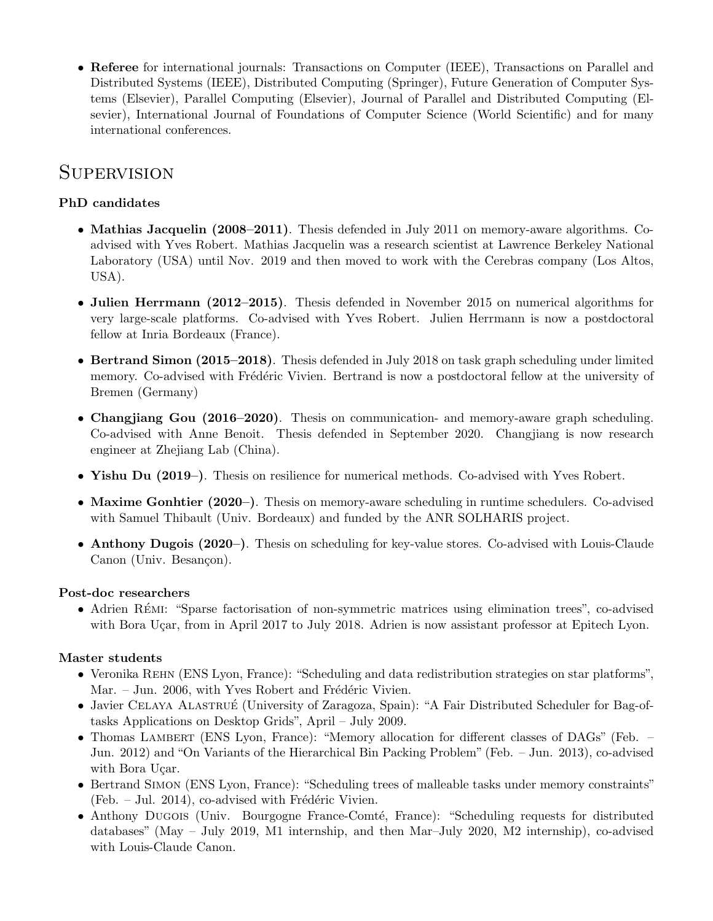- **Referee** for international journals: Transactions on Computer (IEEE), Transactions on Parallel and Distributed Systems (IEEE), Distributed Computing (Springer), Future Generation of Computer Systems (Elsevier), Parallel Computing (Elsevier), Journal of Parallel and Distributed Computing (Elsevier), International Journal of Foundations of Computer Science (World Scientific) and for many international conferences.

# Supervision

### PhD candidates

- **Mathias Jacquelin (2008–2011)**. Thesis defended in July 2011 on memory-aware algorithms. Co-advised with Yves Robert. Mathias Jacquelin was a research scientist at Lawrence Berkeley National Laboratory (USA) until Nov. 2019 and then moved to work with the Cerebras company (Los Altos, USA).

- **Julien Herrmann (2012–2015)**. Thesis defended in November 2015 on numerical algorithms for very large-scale platforms. Co-advised with Yves Robert. Julien Herrmann is now a postdoctoral fellow at Inria Bordeaux (France).

- **Bertrand Simon (2015–2018)**. Thesis defended in July 2018 on task graph scheduling under limited memory. Co-advised with Frédéric Vivien. Bertrand is now a postdoctoral fellow at the university of Bremen (Germany)

- **Changjiang Gou (2016–2020)**. Thesis on communication- and memory-aware graph scheduling. Co-advised with Anne Benoit. Thesis defended in September 2020. Changjiang is now research engineer at Zhejiang Lab (China).

- **Yishu Du (2019–)**. Thesis on resilience for numerical methods. Co-advised with Yves Robert.

- **Maxime Gonhtier (2020–)**. Thesis on memory-aware scheduling in runtime schedulers. Co-advised with Samuel Thibault (Univ. Bordeaux) and funded by the ANR SOLHARIS project.

- **Anthony Dugois (2020–)**. Thesis on scheduling for key-value stores. Co-advised with Louis-Claude Canon (Univ. Besançon).

### Post-doc researchers

- Adrien Rémi: "Sparse factorisation of non-symmetric matrices using elimination trees", co-advised with Bora Uçar, from in April 2017 to July 2018. Adrien is now assistant professor at Epitech Lyon.

### Master students

- Veronika Rehn (ENS Lyon, France): "Scheduling and data redistribution strategies on star platforms", Mar. – Jun. 2006, with Yves Robert and Frédéric Vivien.
- Javier Celaya Alastrué (University of Zaragoza, Spain): "A Fair Distributed Scheduler for Bag-of-tasks Applications on Desktop Grids", April – July 2009.
- Thomas Lambert (ENS Lyon, France): "Memory allocation for different classes of DAGs" (Feb. – Jun. 2012) and "On Variants of the Hierarchical Bin Packing Problem" (Feb. – Jun. 2013), co-advised with Bora Uçar.
- Bertrand Simon (ENS Lyon, France): "Scheduling trees of malleable tasks under memory constraints" (Feb. – Jul. 2014), co-advised with Frédéric Vivien.
- Anthony Dugois (Univ. Bourgogne France-Comté, France): "Scheduling requests for distributed databases" (May – July 2019, M1 internship, and then Mar–July 2020, M2 internship), co-advised with Louis-Claude Canon.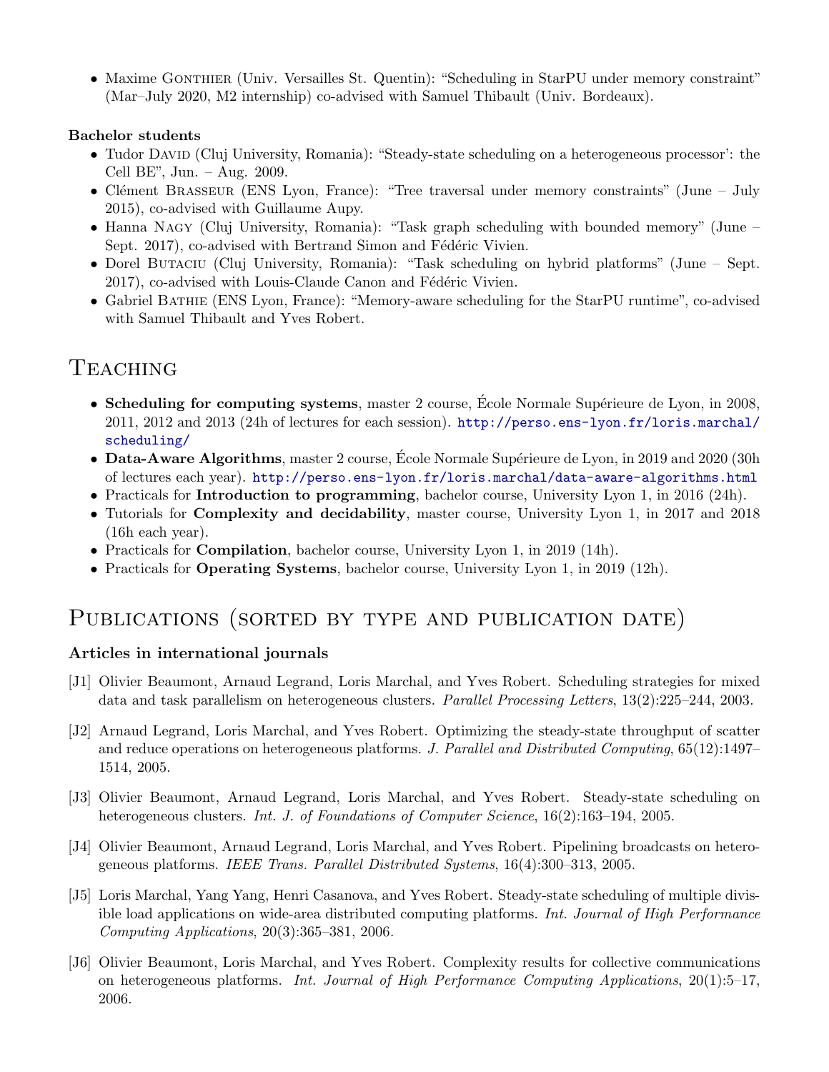- Maxime Gonthier (Univ. Versailles St. Quentin): "Scheduling in StarPU under memory constraint" (Mar–July 2020, M2 internship) co-advised with Samuel Thibault (Univ. Bordeaux).

**Bachelor students**

- Tudor David (Cluj University, Romania): "Steady-state scheduling on a heterogeneous processor': the Cell BE", Jun. – Aug. 2009.
- Clément Brasseur (ENS Lyon, France): "Tree traversal under memory constraints" (June – July 2015), co-advised with Guillaume Aupy.
- Hanna Nagy (Cluj University, Romania): "Task graph scheduling with bounded memory" (June – Sept. 2017), co-advised with Bertrand Simon and Fédéric Vivien.
- Dorel Butaciu (Cluj University, Romania): "Task scheduling on hybrid platforms" (June – Sept. 2017), co-advised with Louis-Claude Canon and Fédéric Vivien.
- Gabriel Bathie (ENS Lyon, France): "Memory-aware scheduling for the StarPU runtime", co-advised with Samuel Thibault and Yves Robert.

# Teaching

- **Scheduling for computing systems**, master 2 course, École Normale Supérieure de Lyon, in 2008, 2011, 2012 and 2013 (24h of lectures for each session). http://perso.ens-lyon.fr/loris.marchal/scheduling/
- **Data-Aware Algorithms**, master 2 course, École Normale Supérieure de Lyon, in 2019 and 2020 (30h of lectures each year). http://perso.ens-lyon.fr/loris.marchal/data-aware-algorithms.html
- Practicals for **Introduction to programming**, bachelor course, University Lyon 1, in 2016 (24h).
- Tutorials for **Complexity and decidability**, master course, University Lyon 1, in 2017 and 2018 (16h each year).
- Practicals for **Compilation**, bachelor course, University Lyon 1, in 2019 (14h).
- Practicals for **Operating Systems**, bachelor course, University Lyon 1, in 2019 (12h).

# Publications (sorted by type and publication date)

### Articles in international journals

[J1] Olivier Beaumont, Arnaud Legrand, Loris Marchal, and Yves Robert. Scheduling strategies for mixed data and task parallelism on heterogeneous clusters. *Parallel Processing Letters*, 13(2):225–244, 2003.

[J2] Arnaud Legrand, Loris Marchal, and Yves Robert. Optimizing the steady-state throughput of scatter and reduce operations on heterogeneous platforms. *J. Parallel and Distributed Computing*, 65(12):1497–1514, 2005.

[J3] Olivier Beaumont, Arnaud Legrand, Loris Marchal, and Yves Robert. Steady-state scheduling on heterogeneous clusters. *Int. J. of Foundations of Computer Science*, 16(2):163–194, 2005.

[J4] Olivier Beaumont, Arnaud Legrand, Loris Marchal, and Yves Robert. Pipelining broadcasts on heterogeneous platforms. *IEEE Trans. Parallel Distributed Systems*, 16(4):300–313, 2005.

[J5] Loris Marchal, Yang Yang, Henri Casanova, and Yves Robert. Steady-state scheduling of multiple divisible load applications on wide-area distributed computing platforms. *Int. Journal of High Performance Computing Applications*, 20(3):365–381, 2006.

[J6] Olivier Beaumont, Loris Marchal, and Yves Robert. Complexity results for collective communications on heterogeneous platforms. *Int. Journal of High Performance Computing Applications*, 20(1):5–17, 2006.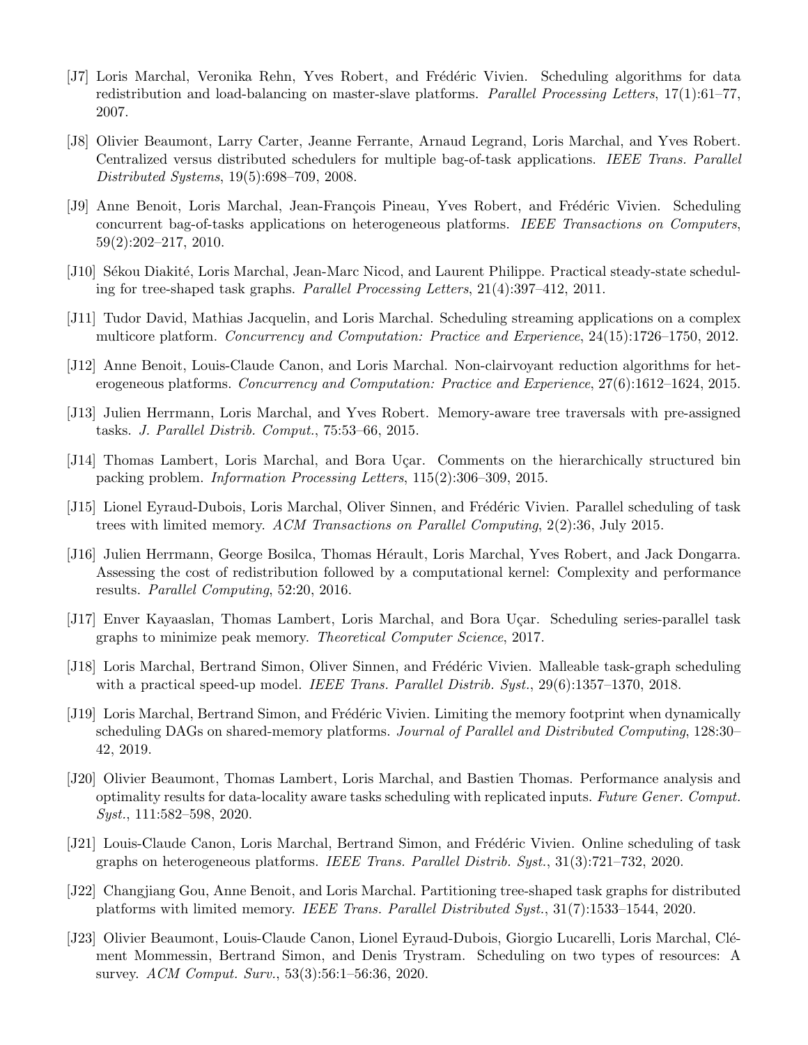[J7] Loris Marchal, Veronika Rehn, Yves Robert, and Frédéric Vivien. Scheduling algorithms for data redistribution and load-balancing on master-slave platforms. *Parallel Processing Letters*, 17(1):61–77, 2007.

[J8] Olivier Beaumont, Larry Carter, Jeanne Ferrante, Arnaud Legrand, Loris Marchal, and Yves Robert. Centralized versus distributed schedulers for multiple bag-of-task applications. *IEEE Trans. Parallel Distributed Systems*, 19(5):698–709, 2008.

[J9] Anne Benoit, Loris Marchal, Jean-François Pineau, Yves Robert, and Frédéric Vivien. Scheduling concurrent bag-of-tasks applications on heterogeneous platforms. *IEEE Transactions on Computers*, 59(2):202–217, 2010.

[J10] Sékou Diakité, Loris Marchal, Jean-Marc Nicod, and Laurent Philippe. Practical steady-state scheduling for tree-shaped task graphs. *Parallel Processing Letters*, 21(4):397–412, 2011.

[J11] Tudor David, Mathias Jacquelin, and Loris Marchal. Scheduling streaming applications on a complex multicore platform. *Concurrency and Computation: Practice and Experience*, 24(15):1726–1750, 2012.

[J12] Anne Benoit, Louis-Claude Canon, and Loris Marchal. Non-clairvoyant reduction algorithms for heterogeneous platforms. *Concurrency and Computation: Practice and Experience*, 27(6):1612–1624, 2015.

[J13] Julien Herrmann, Loris Marchal, and Yves Robert. Memory-aware tree traversals with pre-assigned tasks. *J. Parallel Distrib. Comput.*, 75:53–66, 2015.

[J14] Thomas Lambert, Loris Marchal, and Bora Uçar. Comments on the hierarchically structured bin packing problem. *Information Processing Letters*, 115(2):306–309, 2015.

[J15] Lionel Eyraud-Dubois, Loris Marchal, Oliver Sinnen, and Frédéric Vivien. Parallel scheduling of task trees with limited memory. *ACM Transactions on Parallel Computing*, 2(2):36, July 2015.

[J16] Julien Herrmann, George Bosilca, Thomas Hérault, Loris Marchal, Yves Robert, and Jack Dongarra. Assessing the cost of redistribution followed by a computational kernel: Complexity and performance results. *Parallel Computing*, 52:20, 2016.

[J17] Enver Kayaaslan, Thomas Lambert, Loris Marchal, and Bora Uçar. Scheduling series-parallel task graphs to minimize peak memory. *Theoretical Computer Science*, 2017.

[J18] Loris Marchal, Bertrand Simon, Oliver Sinnen, and Frédéric Vivien. Malleable task-graph scheduling with a practical speed-up model. *IEEE Trans. Parallel Distrib. Syst.*, 29(6):1357–1370, 2018.

[J19] Loris Marchal, Bertrand Simon, and Frédéric Vivien. Limiting the memory footprint when dynamically scheduling DAGs on shared-memory platforms. *Journal of Parallel and Distributed Computing*, 128:30–42, 2019.

[J20] Olivier Beaumont, Thomas Lambert, Loris Marchal, and Bastien Thomas. Performance analysis and optimality results for data-locality aware tasks scheduling with replicated inputs. *Future Gener. Comput. Syst.*, 111:582–598, 2020.

[J21] Louis-Claude Canon, Loris Marchal, Bertrand Simon, and Frédéric Vivien. Online scheduling of task graphs on heterogeneous platforms. *IEEE Trans. Parallel Distrib. Syst.*, 31(3):721–732, 2020.

[J22] Changjiang Gou, Anne Benoit, and Loris Marchal. Partitioning tree-shaped task graphs for distributed platforms with limited memory. *IEEE Trans. Parallel Distributed Syst.*, 31(7):1533–1544, 2020.

[J23] Olivier Beaumont, Louis-Claude Canon, Lionel Eyraud-Dubois, Giorgio Lucarelli, Loris Marchal, Clément Mommessin, Bertrand Simon, and Denis Trystram. Scheduling on two types of resources: A survey. *ACM Comput. Surv.*, 53(3):56:1–56:36, 2020.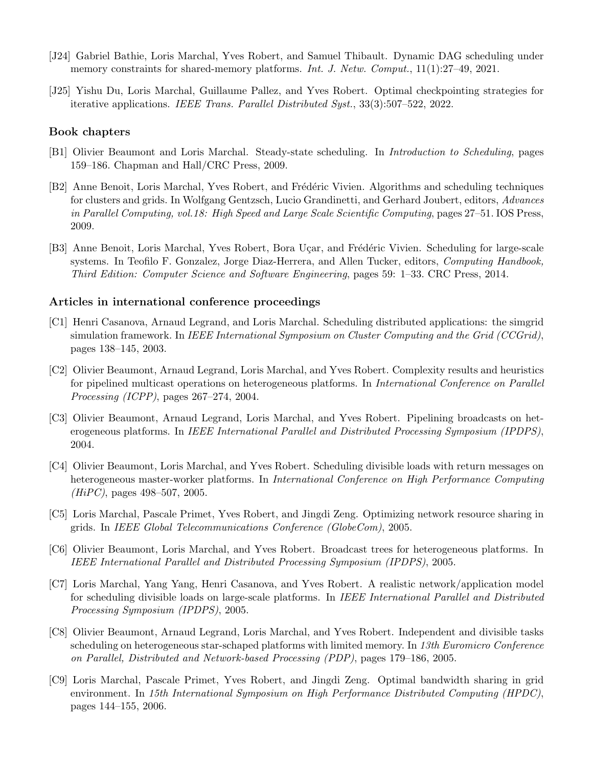[J24] Gabriel Bathie, Loris Marchal, Yves Robert, and Samuel Thibault. Dynamic DAG scheduling under memory constraints for shared-memory platforms. *Int. J. Netw. Comput.*, 11(1):27–49, 2021.

[J25] Yishu Du, Loris Marchal, Guillaume Pallez, and Yves Robert. Optimal checkpointing strategies for iterative applications. *IEEE Trans. Parallel Distributed Syst.*, 33(3):507–522, 2022.

### Book chapters

[B1] Olivier Beaumont and Loris Marchal. Steady-state scheduling. In *Introduction to Scheduling*, pages 159–186. Chapman and Hall/CRC Press, 2009.

[B2] Anne Benoit, Loris Marchal, Yves Robert, and Frédéric Vivien. Algorithms and scheduling techniques for clusters and grids. In Wolfgang Gentzsch, Lucio Grandinetti, and Gerhard Joubert, editors, *Advances in Parallel Computing, vol.18: High Speed and Large Scale Scientific Computing*, pages 27–51. IOS Press, 2009.

[B3] Anne Benoit, Loris Marchal, Yves Robert, Bora Uçar, and Frédéric Vivien. Scheduling for large-scale systems. In Teofilo F. Gonzalez, Jorge Diaz-Herrera, and Allen Tucker, editors, *Computing Handbook, Third Edition: Computer Science and Software Engineering*, pages 59: 1–33. CRC Press, 2014.

### Articles in international conference proceedings

[C1] Henri Casanova, Arnaud Legrand, and Loris Marchal. Scheduling distributed applications: the simgrid simulation framework. In *IEEE International Symposium on Cluster Computing and the Grid (CCGrid)*, pages 138–145, 2003.

[C2] Olivier Beaumont, Arnaud Legrand, Loris Marchal, and Yves Robert. Complexity results and heuristics for pipelined multicast operations on heterogeneous platforms. In *International Conference on Parallel Processing (ICPP)*, pages 267–274, 2004.

[C3] Olivier Beaumont, Arnaud Legrand, Loris Marchal, and Yves Robert. Pipelining broadcasts on heterogeneous platforms. In *IEEE International Parallel and Distributed Processing Symposium (IPDPS)*, 2004.

[C4] Olivier Beaumont, Loris Marchal, and Yves Robert. Scheduling divisible loads with return messages on heterogeneous master-worker platforms. In *International Conference on High Performance Computing (HiPC)*, pages 498–507, 2005.

[C5] Loris Marchal, Pascale Primet, Yves Robert, and Jingdi Zeng. Optimizing network resource sharing in grids. In *IEEE Global Telecommunications Conference (GlobeCom)*, 2005.

[C6] Olivier Beaumont, Loris Marchal, and Yves Robert. Broadcast trees for heterogeneous platforms. In *IEEE International Parallel and Distributed Processing Symposium (IPDPS)*, 2005.

[C7] Loris Marchal, Yang Yang, Henri Casanova, and Yves Robert. A realistic network/application model for scheduling divisible loads on large-scale platforms. In *IEEE International Parallel and Distributed Processing Symposium (IPDPS)*, 2005.

[C8] Olivier Beaumont, Arnaud Legrand, Loris Marchal, and Yves Robert. Independent and divisible tasks scheduling on heterogeneous star-schaped platforms with limited memory. In *13th Euromicro Conference on Parallel, Distributed and Network-based Processing (PDP)*, pages 179–186, 2005.

[C9] Loris Marchal, Pascale Primet, Yves Robert, and Jingdi Zeng. Optimal bandwidth sharing in grid environment. In *15th International Symposium on High Performance Distributed Computing (HPDC)*, pages 144–155, 2006.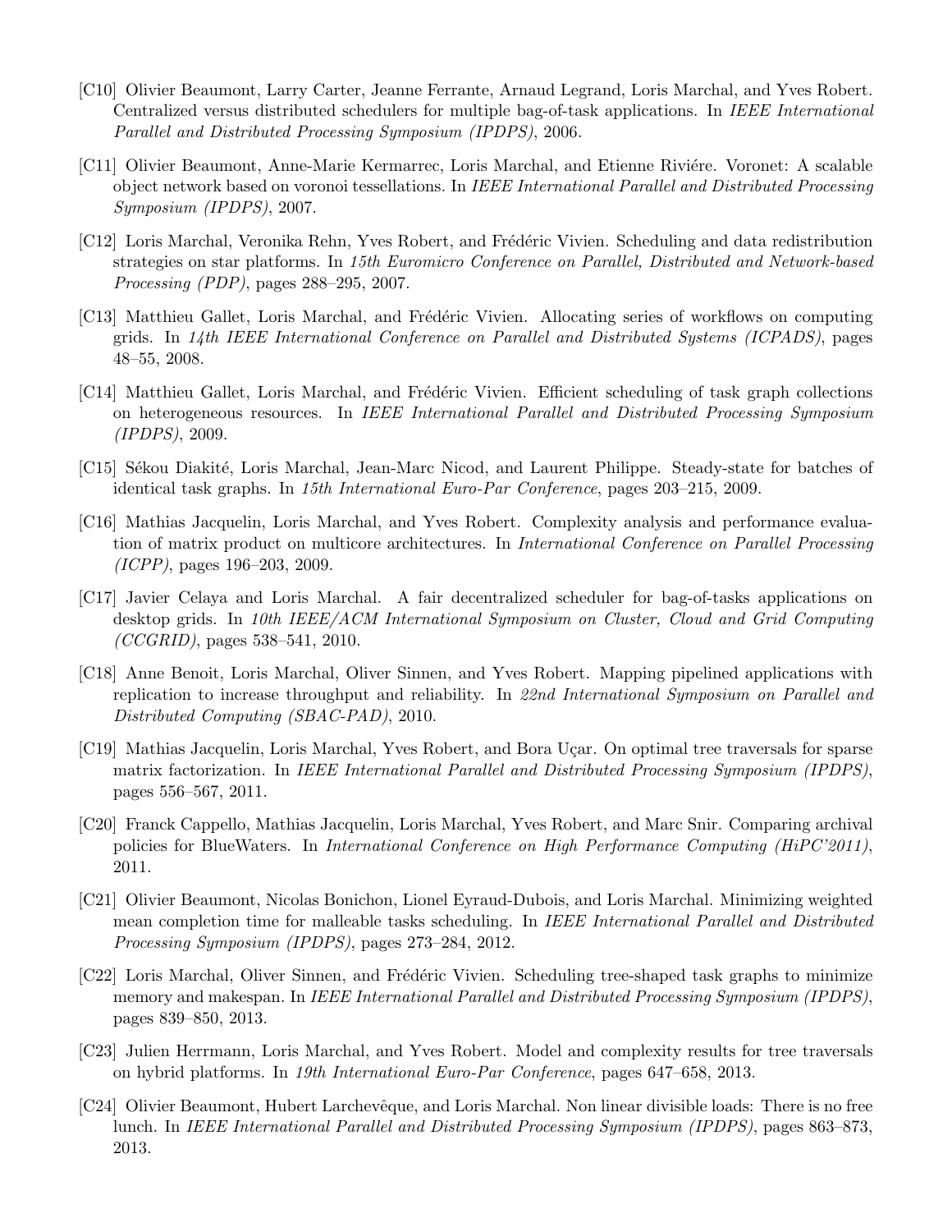[C10] Olivier Beaumont, Larry Carter, Jeanne Ferrante, Arnaud Legrand, Loris Marchal, and Yves Robert. Centralized versus distributed schedulers for multiple bag-of-task applications. In *IEEE International Parallel and Distributed Processing Symposium (IPDPS)*, 2006.

[C11] Olivier Beaumont, Anne-Marie Kermarrec, Loris Marchal, and Etienne Riviére. Voronet: A scalable object network based on voronoi tessellations. In *IEEE International Parallel and Distributed Processing Symposium (IPDPS)*, 2007.

[C12] Loris Marchal, Veronika Rehn, Yves Robert, and Frédéric Vivien. Scheduling and data redistribution strategies on star platforms. In *15th Euromicro Conference on Parallel, Distributed and Network-based Processing (PDP)*, pages 288–295, 2007.

[C13] Matthieu Gallet, Loris Marchal, and Frédéric Vivien. Allocating series of workflows on computing grids. In *14th IEEE International Conference on Parallel and Distributed Systems (ICPADS)*, pages 48–55, 2008.

[C14] Matthieu Gallet, Loris Marchal, and Frédéric Vivien. Efficient scheduling of task graph collections on heterogeneous resources. In *IEEE International Parallel and Distributed Processing Symposium (IPDPS)*, 2009.

[C15] Sékou Diakité, Loris Marchal, Jean-Marc Nicod, and Laurent Philippe. Steady-state for batches of identical task graphs. In *15th International Euro-Par Conference*, pages 203–215, 2009.

[C16] Mathias Jacquelin, Loris Marchal, and Yves Robert. Complexity analysis and performance evaluation of matrix product on multicore architectures. In *International Conference on Parallel Processing (ICPP)*, pages 196–203, 2009.

[C17] Javier Celaya and Loris Marchal. A fair decentralized scheduler for bag-of-tasks applications on desktop grids. In *10th IEEE/ACM International Symposium on Cluster, Cloud and Grid Computing (CCGRID)*, pages 538–541, 2010.

[C18] Anne Benoit, Loris Marchal, Oliver Sinnen, and Yves Robert. Mapping pipelined applications with replication to increase throughput and reliability. In *22nd International Symposium on Parallel and Distributed Computing (SBAC-PAD)*, 2010.

[C19] Mathias Jacquelin, Loris Marchal, Yves Robert, and Bora Uçar. On optimal tree traversals for sparse matrix factorization. In *IEEE International Parallel and Distributed Processing Symposium (IPDPS)*, pages 556–567, 2011.

[C20] Franck Cappello, Mathias Jacquelin, Loris Marchal, Yves Robert, and Marc Snir. Comparing archival policies for BlueWaters. In *International Conference on High Performance Computing (HiPC'2011)*, 2011.

[C21] Olivier Beaumont, Nicolas Bonichon, Lionel Eyraud-Dubois, and Loris Marchal. Minimizing weighted mean completion time for malleable tasks scheduling. In *IEEE International Parallel and Distributed Processing Symposium (IPDPS)*, pages 273–284, 2012.

[C22] Loris Marchal, Oliver Sinnen, and Frédéric Vivien. Scheduling tree-shaped task graphs to minimize memory and makespan. In *IEEE International Parallel and Distributed Processing Symposium (IPDPS)*, pages 839–850, 2013.

[C23] Julien Herrmann, Loris Marchal, and Yves Robert. Model and complexity results for tree traversals on hybrid platforms. In *19th International Euro-Par Conference*, pages 647–658, 2013.

[C24] Olivier Beaumont, Hubert Larchevêque, and Loris Marchal. Non linear divisible loads: There is no free lunch. In *IEEE International Parallel and Distributed Processing Symposium (IPDPS)*, pages 863–873, 2013.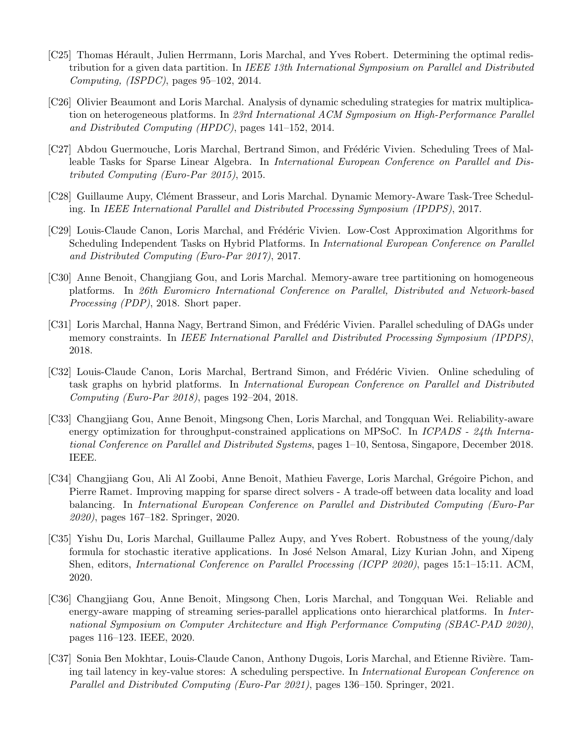[C25] Thomas Hérault, Julien Herrmann, Loris Marchal, and Yves Robert. Determining the optimal redistribution for a given data partition. In *IEEE 13th International Symposium on Parallel and Distributed Computing, (ISPDC)*, pages 95–102, 2014.

[C26] Olivier Beaumont and Loris Marchal. Analysis of dynamic scheduling strategies for matrix multiplication on heterogeneous platforms. In *23rd International ACM Symposium on High-Performance Parallel and Distributed Computing (HPDC)*, pages 141–152, 2014.

[C27] Abdou Guermouche, Loris Marchal, Bertrand Simon, and Frédéric Vivien. Scheduling Trees of Malleable Tasks for Sparse Linear Algebra. In *International European Conference on Parallel and Distributed Computing (Euro-Par 2015)*, 2015.

[C28] Guillaume Aupy, Clément Brasseur, and Loris Marchal. Dynamic Memory-Aware Task-Tree Scheduling. In *IEEE International Parallel and Distributed Processing Symposium (IPDPS)*, 2017.

[C29] Louis-Claude Canon, Loris Marchal, and Frédéric Vivien. Low-Cost Approximation Algorithms for Scheduling Independent Tasks on Hybrid Platforms. In *International European Conference on Parallel and Distributed Computing (Euro-Par 2017)*, 2017.

[C30] Anne Benoit, Changjiang Gou, and Loris Marchal. Memory-aware tree partitioning on homogeneous platforms. In *26th Euromicro International Conference on Parallel, Distributed and Network-based Processing (PDP)*, 2018. Short paper.

[C31] Loris Marchal, Hanna Nagy, Bertrand Simon, and Frédéric Vivien. Parallel scheduling of DAGs under memory constraints. In *IEEE International Parallel and Distributed Processing Symposium (IPDPS)*, 2018.

[C32] Louis-Claude Canon, Loris Marchal, Bertrand Simon, and Frédéric Vivien. Online scheduling of task graphs on hybrid platforms. In *International European Conference on Parallel and Distributed Computing (Euro-Par 2018)*, pages 192–204, 2018.

[C33] Changjiang Gou, Anne Benoit, Mingsong Chen, Loris Marchal, and Tongquan Wei. Reliability-aware energy optimization for throughput-constrained applications on MPSoC. In *ICPADS - 24th International Conference on Parallel and Distributed Systems*, pages 1–10, Sentosa, Singapore, December 2018. IEEE.

[C34] Changjiang Gou, Ali Al Zoobi, Anne Benoit, Mathieu Faverge, Loris Marchal, Grégoire Pichon, and Pierre Ramet. Improving mapping for sparse direct solvers - A trade-off between data locality and load balancing. In *International European Conference on Parallel and Distributed Computing (Euro-Par 2020)*, pages 167–182. Springer, 2020.

[C35] Yishu Du, Loris Marchal, Guillaume Pallez Aupy, and Yves Robert. Robustness of the young/daly formula for stochastic iterative applications. In José Nelson Amaral, Lizy Kurian John, and Xipeng Shen, editors, *International Conference on Parallel Processing (ICPP 2020)*, pages 15:1–15:11. ACM, 2020.

[C36] Changjiang Gou, Anne Benoit, Mingsong Chen, Loris Marchal, and Tongquan Wei. Reliable and energy-aware mapping of streaming series-parallel applications onto hierarchical platforms. In *International Symposium on Computer Architecture and High Performance Computing (SBAC-PAD 2020)*, pages 116–123. IEEE, 2020.

[C37] Sonia Ben Mokhtar, Louis-Claude Canon, Anthony Dugois, Loris Marchal, and Etienne Rivière. Taming tail latency in key-value stores: A scheduling perspective. In *International European Conference on Parallel and Distributed Computing (Euro-Par 2021)*, pages 136–150. Springer, 2021.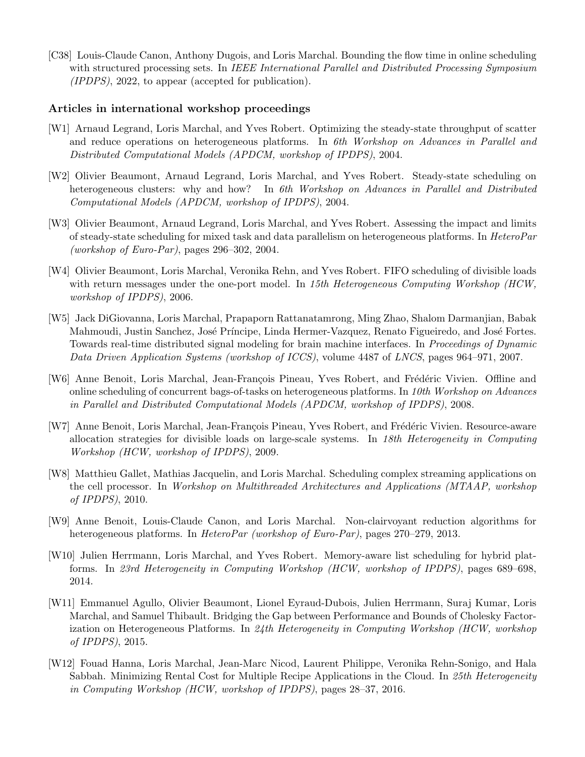[C38] Louis-Claude Canon, Anthony Dugois, and Loris Marchal. Bounding the flow time in online scheduling with structured processing sets. In *IEEE International Parallel and Distributed Processing Symposium (IPDPS)*, 2022, to appear (accepted for publication).

### Articles in international workshop proceedings

[W1] Arnaud Legrand, Loris Marchal, and Yves Robert. Optimizing the steady-state throughput of scatter and reduce operations on heterogeneous platforms. In *6th Workshop on Advances in Parallel and Distributed Computational Models (APDCM, workshop of IPDPS)*, 2004.

[W2] Olivier Beaumont, Arnaud Legrand, Loris Marchal, and Yves Robert. Steady-state scheduling on heterogeneous clusters: why and how? In *6th Workshop on Advances in Parallel and Distributed Computational Models (APDCM, workshop of IPDPS)*, 2004.

[W3] Olivier Beaumont, Arnaud Legrand, Loris Marchal, and Yves Robert. Assessing the impact and limits of steady-state scheduling for mixed task and data parallelism on heterogeneous platforms. In *HeteroPar (workshop of Euro-Par)*, pages 296–302, 2004.

[W4] Olivier Beaumont, Loris Marchal, Veronika Rehn, and Yves Robert. FIFO scheduling of divisible loads with return messages under the one-port model. In *15th Heterogeneous Computing Workshop (HCW, workshop of IPDPS)*, 2006.

[W5] Jack DiGiovanna, Loris Marchal, Prapaporn Rattanatamrong, Ming Zhao, Shalom Darmanjian, Babak Mahmoudi, Justin Sanchez, José Príncipe, Linda Hermer-Vazquez, Renato Figueiredo, and José Fortes. Towards real-time distributed signal modeling for brain machine interfaces. In *Proceedings of Dynamic Data Driven Application Systems (workshop of ICCS)*, volume 4487 of *LNCS*, pages 964–971, 2007.

[W6] Anne Benoit, Loris Marchal, Jean-François Pineau, Yves Robert, and Frédéric Vivien. Offline and online scheduling of concurrent bags-of-tasks on heterogeneous platforms. In *10th Workshop on Advances in Parallel and Distributed Computational Models (APDCM, workshop of IPDPS)*, 2008.

[W7] Anne Benoit, Loris Marchal, Jean-François Pineau, Yves Robert, and Frédéric Vivien. Resource-aware allocation strategies for divisible loads on large-scale systems. In *18th Heterogeneity in Computing Workshop (HCW, workshop of IPDPS)*, 2009.

[W8] Matthieu Gallet, Mathias Jacquelin, and Loris Marchal. Scheduling complex streaming applications on the cell processor. In *Workshop on Multithreaded Architectures and Applications (MTAAP, workshop of IPDPS)*, 2010.

[W9] Anne Benoit, Louis-Claude Canon, and Loris Marchal. Non-clairvoyant reduction algorithms for heterogeneous platforms. In *HeteroPar (workshop of Euro-Par)*, pages 270–279, 2013.

[W10] Julien Herrmann, Loris Marchal, and Yves Robert. Memory-aware list scheduling for hybrid platforms. In *23rd Heterogeneity in Computing Workshop (HCW, workshop of IPDPS)*, pages 689–698, 2014.

[W11] Emmanuel Agullo, Olivier Beaumont, Lionel Eyraud-Dubois, Julien Herrmann, Suraj Kumar, Loris Marchal, and Samuel Thibault. Bridging the Gap between Performance and Bounds of Cholesky Factorization on Heterogeneous Platforms. In *24th Heterogeneity in Computing Workshop (HCW, workshop of IPDPS)*, 2015.

[W12] Fouad Hanna, Loris Marchal, Jean-Marc Nicod, Laurent Philippe, Veronika Rehn-Sonigo, and Hala Sabbah. Minimizing Rental Cost for Multiple Recipe Applications in the Cloud. In *25th Heterogeneity in Computing Workshop (HCW, workshop of IPDPS)*, pages 28–37, 2016.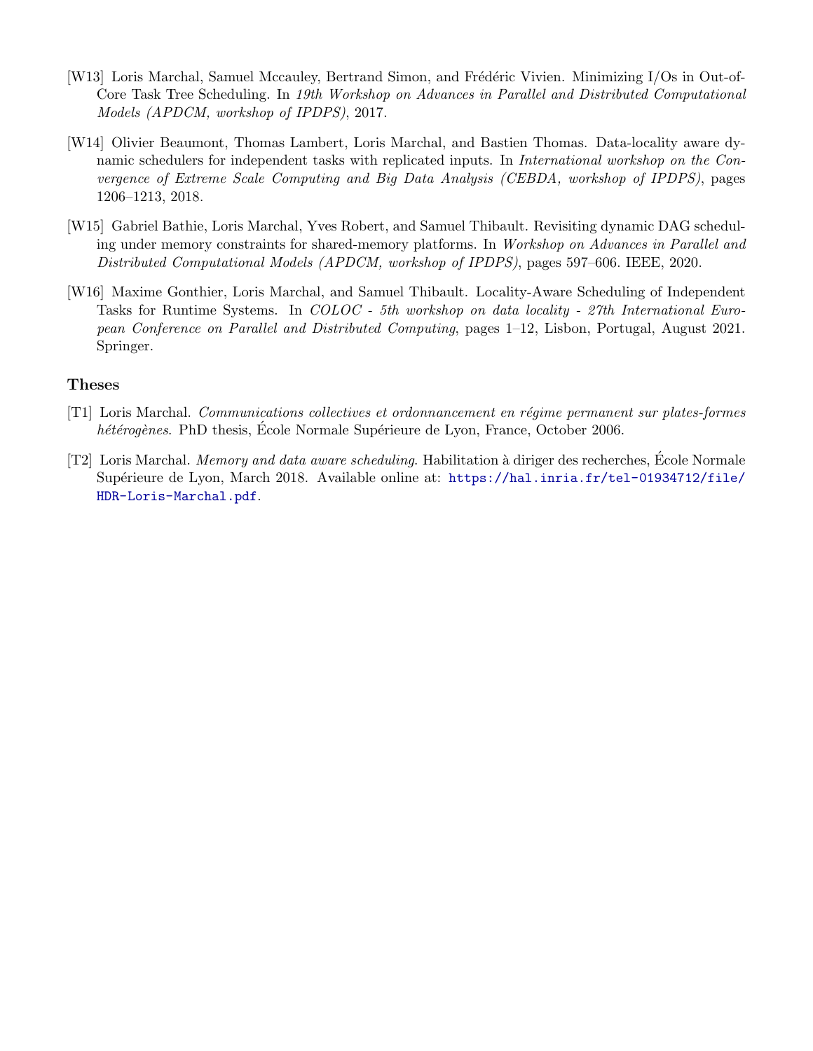[W13] Loris Marchal, Samuel Mccauley, Bertrand Simon, and Frédéric Vivien. Minimizing I/Os in Out-of-Core Task Tree Scheduling. In *19th Workshop on Advances in Parallel and Distributed Computational Models (APDCM, workshop of IPDPS)*, 2017.

[W14] Olivier Beaumont, Thomas Lambert, Loris Marchal, and Bastien Thomas. Data-locality aware dynamic schedulers for independent tasks with replicated inputs. In *International workshop on the Convergence of Extreme Scale Computing and Big Data Analysis (CEBDA, workshop of IPDPS)*, pages 1206–1213, 2018.

[W15] Gabriel Bathie, Loris Marchal, Yves Robert, and Samuel Thibault. Revisiting dynamic DAG scheduling under memory constraints for shared-memory platforms. In *Workshop on Advances in Parallel and Distributed Computational Models (APDCM, workshop of IPDPS)*, pages 597–606. IEEE, 2020.

[W16] Maxime Gonthier, Loris Marchal, and Samuel Thibault. Locality-Aware Scheduling of Independent Tasks for Runtime Systems. In *COLOC - 5th workshop on data locality - 27th International European Conference on Parallel and Distributed Computing*, pages 1–12, Lisbon, Portugal, August 2021. Springer.

### Theses

[T1] Loris Marchal. *Communications collectives et ordonnancement en régime permanent sur plates-formes hétérogènes*. PhD thesis, École Normale Supérieure de Lyon, France, October 2006.

[T2] Loris Marchal. *Memory and data aware scheduling*. Habilitation à diriger des recherches, École Normale Supérieure de Lyon, March 2018. Available online at: https://hal.inria.fr/tel-01934712/file/HDR-Loris-Marchal.pdf.